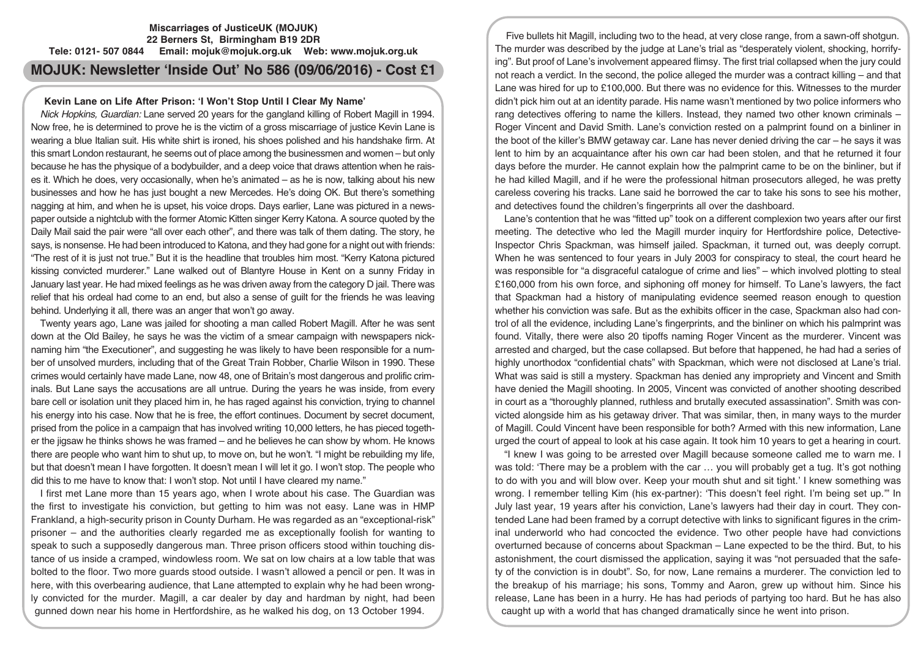**Miscarriages of JusticeUK (MOJUK)**
**22 Berners St, Birmingham B19 2DR**
**Tele: 0121- 507 0844 Email: mojuk@mojuk.org.uk Web: www.mojuk.org.uk**

# MOJUK: Newsletter 'Inside Out' No 586 (09/06/2016) - Cost £1

## Kevin Lane on Life After Prison: 'I Won't Stop Until I Clear My Name'

*Nick Hopkins, Guardian:* Lane served 20 years for the gangland killing of Robert Magill in 1994. Now free, he is determined to prove he is the victim of a gross miscarriage of justice Kevin Lane is wearing a blue Italian suit. His white shirt is ironed, his shoes polished and his handshake firm. At this smart London restaurant, he seems out of place among the businessmen and women – but only because he has the physique of a bodybuilder, and a deep voice that draws attention when he raises it. Which he does, very occasionally, when he's animated – as he is now, talking about his new businesses and how he has just bought a new Mercedes. He's doing OK. But there's something nagging at him, and when he is upset, his voice drops. Days earlier, Lane was pictured in a newspaper outside a nightclub with the former Atomic Kitten singer Kerry Katona. A source quoted by the Daily Mail said the pair were "all over each other", and there was talk of them dating. The story, he says, is nonsense. He had been introduced to Katona, and they had gone for a night out with friends: "The rest of it is just not true." But it is the headline that troubles him most. "Kerry Katona pictured kissing convicted murderer." Lane walked out of Blantyre House in Kent on a sunny Friday in January last year. He had mixed feelings as he was driven away from the category D jail. There was relief that his ordeal had come to an end, but also a sense of guilt for the friends he was leaving behind. Underlying it all, there was an anger that won't go away.

Twenty years ago, Lane was jailed for shooting a man called Robert Magill. After he was sent down at the Old Bailey, he says he was the victim of a smear campaign with newspapers nicknaming him "the Executioner", and suggesting he was likely to have been responsible for a number of unsolved murders, including that of the Great Train Robber, Charlie Wilson in 1990. These crimes would certainly have made Lane, now 48, one of Britain's most dangerous and prolific criminals. But Lane says the accusations are all untrue. During the years he was inside, from every bare cell or isolation unit they placed him in, he has raged against his conviction, trying to channel his energy into his case. Now that he is free, the effort continues. Document by secret document, prised from the police in a campaign that has involved writing 10,000 letters, he has pieced together the jigsaw he thinks shows he was framed – and he believes he can show by whom. He knows there are people who want him to shut up, to move on, but he won't. "I might be rebuilding my life, but that doesn't mean I have forgotten. It doesn't mean I will let it go. I won't stop. The people who did this to me have to know that: I won't stop. Not until I have cleared my name."

I first met Lane more than 15 years ago, when I wrote about his case. The Guardian was the first to investigate his conviction, but getting to him was not easy. Lane was in HMP Frankland, a high-security prison in County Durham. He was regarded as an "exceptional-risk" prisoner – and the authorities clearly regarded me as exceptionally foolish for wanting to speak to such a supposedly dangerous man. Three prison officers stood within touching distance of us inside a cramped, windowless room. We sat on low chairs at a low table that was bolted to the floor. Two more guards stood outside. I wasn't allowed a pencil or pen. It was in here, with this overbearing audience, that Lane attempted to explain why he had been wrongly convicted for the murder. Magill, a car dealer by day and hardman by night, had been gunned down near his home in Hertfordshire, as he walked his dog, on 13 October 1994.

Five bullets hit Magill, including two to the head, at very close range, from a sawn-off shotgun. The murder was described by the judge at Lane's trial as "desperately violent, shocking, horrifying". But proof of Lane's involvement appeared flimsy. The first trial collapsed when the jury could not reach a verdict. In the second, the police alleged the murder was a contract killing – and that Lane was hired for up to £100,000. But there was no evidence for this. Witnesses to the murder didn't pick him out at an identity parade. His name wasn't mentioned by two police informers who rang detectives offering to name the killers. Instead, they named two other known criminals – Roger Vincent and David Smith. Lane's conviction rested on a palmprint found on a binliner in the boot of the killer's BMW getaway car. Lane has never denied driving the car – he says it was lent to him by an acquaintance after his own car had been stolen, and that he returned it four days before the murder. He cannot explain how the palmprint came to be on the binliner, but if he had killed Magill, and if he were the professional hitman prosecutors alleged, he was pretty careless covering his tracks. Lane said he borrowed the car to take his sons to see his mother, and detectives found the children's fingerprints all over the dashboard.

Lane's contention that he was "fitted up" took on a different complexion two years after our first meeting. The detective who led the Magill murder inquiry for Hertfordshire police, Detective-Inspector Chris Spackman, was himself jailed. Spackman, it turned out, was deeply corrupt. When he was sentenced to four years in July 2003 for conspiracy to steal, the court heard he was responsible for "a disgraceful catalogue of crime and lies" – which involved plotting to steal £160,000 from his own force, and siphoning off money for himself. To Lane's lawyers, the fact that Spackman had a history of manipulating evidence seemed reason enough to question whether his conviction was safe. But as the exhibits officer in the case, Spackman also had control of all the evidence, including Lane's fingerprints, and the binliner on which his palmprint was found. Vitally, there were also 20 tipoffs naming Roger Vincent as the murderer. Vincent was arrested and charged, but the case collapsed. But before that happened, he had had a series of highly unorthodox "confidential chats" with Spackman, which were not disclosed at Lane's trial. What was said is still a mystery. Spackman has denied any impropriety and Vincent and Smith have denied the Magill shooting. In 2005, Vincent was convicted of another shooting described in court as a "thoroughly planned, ruthless and brutally executed assassination". Smith was convicted alongside him as his getaway driver. That was similar, then, in many ways to the murder of Magill. Could Vincent have been responsible for both? Armed with this new information, Lane urged the court of appeal to look at his case again. It took him 10 years to get a hearing in court.

"I knew I was going to be arrested over Magill because someone called me to warn me. I was told: 'There may be a problem with the car … you will probably get a tug. It's got nothing to do with you and will blow over. Keep your mouth shut and sit tight.' I knew something was wrong. I remember telling Kim (his ex-partner): 'This doesn't feel right. I'm being set up.'" In July last year, 19 years after his conviction, Lane's lawyers had their day in court. They contended Lane had been framed by a corrupt detective with links to significant figures in the criminal underworld who had concocted the evidence. Two other people have had convictions overturned because of concerns about Spackman – Lane expected to be the third. But, to his astonishment, the court dismissed the application, saying it was "not persuaded that the safety of the conviction is in doubt". So, for now, Lane remains a murderer. The conviction led to the breakup of his marriage; his sons, Tommy and Aaron, grew up without him. Since his release, Lane has been in a hurry. He has had periods of partying too hard. But he has also caught up with a world that has changed dramatically since he went into prison.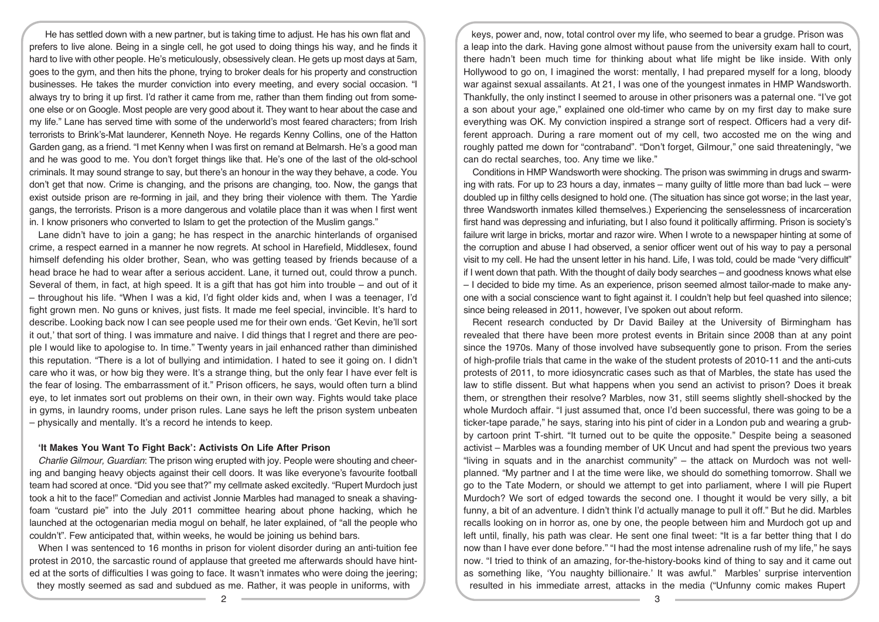He has settled down with a new partner, but is taking time to adjust. He has his own flat and prefers to live alone. Being in a single cell, he got used to doing things his way, and he finds it hard to live with other people. He's meticulously, obsessively clean. He gets up most days at 5am, goes to the gym, and then hits the phone, trying to broker deals for his property and construction businesses. He takes the murder conviction into every meeting, and every social occasion. "I always try to bring it up first. I'd rather it came from me, rather than them finding out from someone else or on Google. Most people are very good about it. They want to hear about the case and my life." Lane has served time with some of the underworld's most feared characters; from Irish terrorists to Brink's-Mat launderer, Kenneth Noye. He regards Kenny Collins, one of the Hatton Garden gang, as a friend. "I met Kenny when I was first on remand at Belmarsh. He's a good man and he was good to me. You don't forget things like that. He's one of the last of the old-school criminals. It may sound strange to say, but there's an honour in the way they behave, a code. You don't get that now. Crime is changing, and the prisons are changing, too. Now, the gangs that exist outside prison are re-forming in jail, and they bring their violence with them. The Yardie gangs, the terrorists. Prison is a more dangerous and volatile place than it was when I first went in. I know prisoners who converted to Islam to get the protection of the Muslim gangs."

Lane didn't have to join a gang; he has respect in the anarchic hinterlands of organised crime, a respect earned in a manner he now regrets. At school in Harefield, Middlesex, found himself defending his older brother, Sean, who was getting teased by friends because of a head brace he had to wear after a serious accident. Lane, it turned out, could throw a punch. Several of them, in fact, at high speed. It is a gift that has got him into trouble – and out of it – throughout his life. "When I was a kid, I'd fight older kids and, when I was a teenager, I'd fight grown men. No guns or knives, just fists. It made me feel special, invincible. It's hard to describe. Looking back now I can see people used me for their own ends. 'Get Kevin, he'll sort it out,' that sort of thing. I was immature and naive. I did things that I regret and there are people I would like to apologise to. In time." Twenty years in jail enhanced rather than diminished this reputation. "There is a lot of bullying and intimidation. I hated to see it going on. I didn't care who it was, or how big they were. It's a strange thing, but the only fear I have ever felt is the fear of losing. The embarrassment of it." Prison officers, he says, would often turn a blind eye, to let inmates sort out problems on their own, in their own way. Fights would take place in gyms, in laundry rooms, under prison rules. Lane says he left the prison system unbeaten – physically and mentally. It's a record he intends to keep.

## 'It Makes You Want To Fight Back': Activists On Life After Prison

*Charlie Gilmour, Guardian*: The prison wing erupted with joy. People were shouting and cheering and banging heavy objects against their cell doors. It was like everyone's favourite football team had scored at once. "Did you see that?" my cellmate asked excitedly. "Rupert Murdoch just took a hit to the face!" Comedian and activist Jonnie Marbles had managed to sneak a shaving-foam "custard pie" into the July 2011 committee hearing about phone hacking, which he launched at the octogenarian media mogul on behalf, he later explained, of "all the people who couldn't". Few anticipated that, within weeks, he would be joining us behind bars.

When I was sentenced to 16 months in prison for violent disorder during an anti-tuition fee protest in 2010, the sarcastic round of applause that greeted me afterwards should have hinted at the sorts of difficulties I was going to face. It wasn't inmates who were doing the jeering; they mostly seemed as sad and subdued as me. Rather, it was people in uniforms, with keys, power and, now, total control over my life, who seemed to bear a grudge. Prison was a leap into the dark. Having gone almost without pause from the university exam hall to court, there hadn't been much time for thinking about what life might be like inside. With only Hollywood to go on, I imagined the worst: mentally, I had prepared myself for a long, bloody war against sexual assailants. At 21, I was one of the youngest inmates in HMP Wandsworth. Thankfully, the only instinct I seemed to arouse in other prisoners was a paternal one. "I've got a son about your age," explained one old-timer who came by on my first day to make sure everything was OK. My conviction inspired a strange sort of respect. Officers had a very different approach. During a rare moment out of my cell, two accosted me on the wing and roughly patted me down for "contraband". "Don't forget, Gilmour," one said threateningly, "we can do rectal searches, too. Any time we like."

Conditions in HMP Wandsworth were shocking. The prison was swimming in drugs and swarming with rats. For up to 23 hours a day, inmates – many guilty of little more than bad luck – were doubled up in filthy cells designed to hold one. (The situation has since got worse; in the last year, three Wandsworth inmates killed themselves.) Experiencing the senselessness of incarceration first hand was depressing and infuriating, but I also found it politically affirming. Prison is society's failure writ large in bricks, mortar and razor wire. When I wrote to a newspaper hinting at some of the corruption and abuse I had observed, a senior officer went out of his way to pay a personal visit to my cell. He had the unsent letter in his hand. Life, I was told, could be made "very difficult" if I went down that path. With the thought of daily body searches – and goodness knows what else – I decided to bide my time. As an experience, prison seemed almost tailor-made to make anyone with a social conscience want to fight against it. I couldn't help but feel quashed into silence; since being released in 2011, however, I've spoken out about reform.

Recent research conducted by Dr David Bailey at the University of Birmingham has revealed that there have been more protest events in Britain since 2008 than at any point since the 1970s. Many of those involved have subsequently gone to prison. From the series of high-profile trials that came in the wake of the student protests of 2010-11 and the anti-cuts protests of 2011, to more idiosyncratic cases such as that of Marbles, the state has used the law to stifle dissent. But what happens when you send an activist to prison? Does it break them, or strengthen their resolve? Marbles, now 31, still seems slightly shell-shocked by the whole Murdoch affair. "I just assumed that, once I'd been successful, there was going to be a ticker-tape parade," he says, staring into his pint of cider in a London pub and wearing a grubby cartoon print T-shirt. "It turned out to be quite the opposite." Despite being a seasoned activist – Marbles was a founding member of UK Uncut and had spent the previous two years "living in squats and in the anarchist community" – the attack on Murdoch was not well-planned. "My partner and I at the time were like, we should do something tomorrow. Shall we go to the Tate Modern, or should we attempt to get into parliament, where I will pie Rupert Murdoch? We sort of edged towards the second one. I thought it would be very silly, a bit funny, a bit of an adventure. I didn't think I'd actually manage to pull it off." But he did. Marbles recalls looking on in horror as, one by one, the people between him and Murdoch got up and left until, finally, his path was clear. He sent one final tweet: "It is a far better thing that I do now than I have ever done before." "I had the most intense adrenaline rush of my life," he says now. "I tried to think of an amazing, for-the-history-books kind of thing to say and it came out as something like, 'You naughty billionaire.' It was awful." Marbles' surprise intervention resulted in his immediate arrest, attacks in the media ("Unfunny comic makes Rupert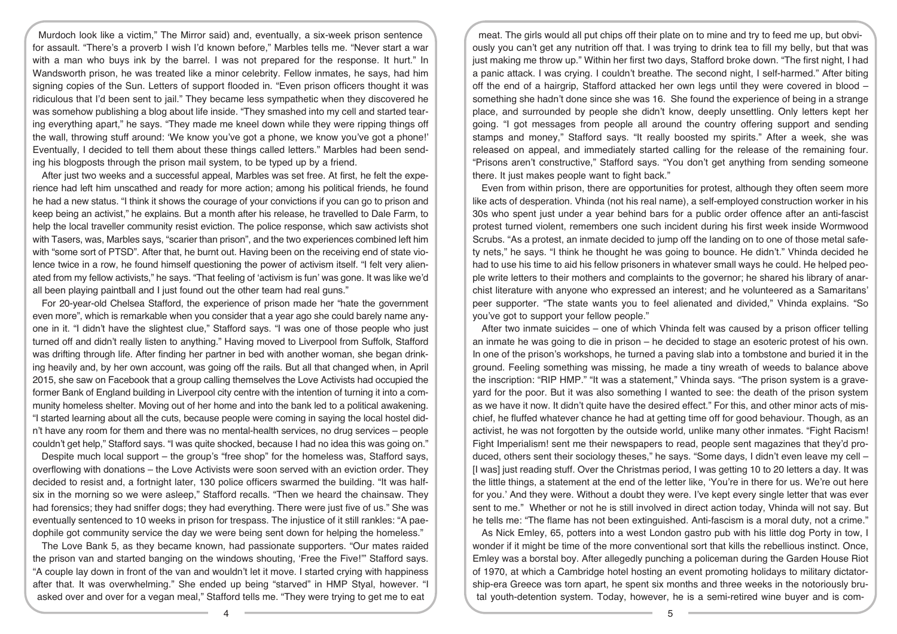Murdoch look like a victim," The Mirror said) and, eventually, a six-week prison sentence for assault. "There's a proverb I wish I'd known before," Marbles tells me. "Never start a war with a man who buys ink by the barrel. I was not prepared for the response. It hurt." In Wandsworth prison, he was treated like a minor celebrity. Fellow inmates, he says, had him signing copies of the Sun. Letters of support flooded in. "Even prison officers thought it was ridiculous that I'd been sent to jail." They became less sympathetic when they discovered he was somehow publishing a blog about life inside. "They smashed into my cell and started tearing everything apart," he says. "They made me kneel down while they were ripping things off the wall, throwing stuff around: 'We know you've got a phone, we know you've got a phone!' Eventually, I decided to tell them about these things called letters." Marbles had been sending his blogposts through the prison mail system, to be typed up by a friend.

After just two weeks and a successful appeal, Marbles was set free. At first, he felt the experience had left him unscathed and ready for more action; among his political friends, he found he had a new status. "I think it shows the courage of your convictions if you can go to prison and keep being an activist," he explains. But a month after his release, he travelled to Dale Farm, to help the local traveller community resist eviction. The police response, which saw activists shot with Tasers, was, Marbles says, "scarier than prison", and the two experiences combined left him with "some sort of PTSD". After that, he burnt out. Having been on the receiving end of state violence twice in a row, he found himself questioning the power of activism itself. "I felt very alienated from my fellow activists," he says. "That feeling of 'activism is fun' was gone. It was like we'd all been playing paintball and I just found out the other team had real guns."

For 20-year-old Chelsea Stafford, the experience of prison made her "hate the government even more", which is remarkable when you consider that a year ago she could barely name anyone in it. "I didn't have the slightest clue," Stafford says. "I was one of those people who just turned off and didn't really listen to anything." Having moved to Liverpool from Suffolk, Stafford was drifting through life. After finding her partner in bed with another woman, she began drinking heavily and, by her own account, was going off the rails. But all that changed when, in April 2015, she saw on Facebook that a group calling themselves the Love Activists had occupied the former Bank of England building in Liverpool city centre with the intention of turning it into a community homeless shelter. Moving out of her home and into the bank led to a political awakening. "I started learning about all the cuts, because people were coming in saying the local hostel didn't have any room for them and there was no mental-health services, no drug services – people couldn't get help," Stafford says. "I was quite shocked, because I had no idea this was going on."

Despite much local support – the group's "free shop" for the homeless was, Stafford says, overflowing with donations – the Love Activists were soon served with an eviction order. They decided to resist and, a fortnight later, 130 police officers swarmed the building. "It was half-six in the morning so we were asleep," Stafford recalls. "Then we heard the chainsaw. They had forensics; they had sniffer dogs; they had everything. There were just five of us." She was eventually sentenced to 10 weeks in prison for trespass. The injustice of it still rankles: "A paedophile got community service the day we were being sent down for helping the homeless."

The Love Bank 5, as they became known, had passionate supporters. "Our mates raided the prison van and started banging on the windows shouting, 'Free the Five!'" Stafford says. "A couple lay down in front of the van and wouldn't let it move. I started crying with happiness after that. It was overwhelming." She ended up being "starved" in HMP Styal, however. "I asked over and over for a vegan meal," Stafford tells me. "They were trying to get me to eat meat. The girls would all put chips off their plate on to mine and try to feed me up, but obviously you can't get any nutrition off that. I was trying to drink tea to fill my belly, but that was just making me throw up." Within her first two days, Stafford broke down. "The first night, I had a panic attack. I was crying. I couldn't breathe. The second night, I self-harmed." After biting off the end of a hairgrip, Stafford attacked her own legs until they were covered in blood – something she hadn't done since she was 16. She found the experience of being in a strange place, and surrounded by people she didn't know, deeply unsettling. Only letters kept her going. "I got messages from people all around the country offering support and sending stamps and money," Stafford says. "It really boosted my spirits." After a week, she was released on appeal, and immediately started calling for the release of the remaining four. "Prisons aren't constructive," Stafford says. "You don't get anything from sending someone there. It just makes people want to fight back."

Even from within prison, there are opportunities for protest, although they often seem more like acts of desperation. Vhinda (not his real name), a self-employed construction worker in his 30s who spent just under a year behind bars for a public order offence after an anti-fascist protest turned violent, remembers one such incident during his first week inside Wormwood Scrubs. "As a protest, an inmate decided to jump off the landing on to one of those metal safety nets," he says. "I think he thought he was going to bounce. He didn't." Vhinda decided he had to use his time to aid his fellow prisoners in whatever small ways he could. He helped people write letters to their mothers and complaints to the governor; he shared his library of anarchist literature with anyone who expressed an interest; and he volunteered as a Samaritans' peer supporter. "The state wants you to feel alienated and divided," Vhinda explains. "So you've got to support your fellow people."

After two inmate suicides – one of which Vhinda felt was caused by a prison officer telling an inmate he was going to die in prison – he decided to stage an esoteric protest of his own. In one of the prison's workshops, he turned a paving slab into a tombstone and buried it in the ground. Feeling something was missing, he made a tiny wreath of weeds to balance above the inscription: "RIP HMP." "It was a statement," Vhinda says. "The prison system is a graveyard for the poor. But it was also something I wanted to see: the death of the prison system as we have it now. It didn't quite have the desired effect." For this, and other minor acts of mischief, he fluffed whatever chance he had at getting time off for good behaviour. Though, as an activist, he was not forgotten by the outside world, unlike many other inmates. "Fight Racism! Fight Imperialism! sent me their newspapers to read, people sent magazines that they'd produced, others sent their sociology theses," he says. "Some days, I didn't even leave my cell – [I was] just reading stuff. Over the Christmas period, I was getting 10 to 20 letters a day. It was the little things, a statement at the end of the letter like, 'You're in there for us. We're out here for you.' And they were. Without a doubt they were. I've kept every single letter that was ever sent to me." Whether or not he is still involved in direct action today, Vhinda will not say. But he tells me: "The flame has not been extinguished. Anti-fascism is a moral duty, not a crime."

As Nick Emley, 65, potters into a west London gastro pub with his little dog Porty in tow, I wonder if it might be time of the more conventional sort that kills the rebellious instinct. Once, Emley was a borstal boy. After allegedly punching a policeman during the Garden House Riot of 1970, at which a Cambridge hotel hosting an event promoting holidays to military dictatorship-era Greece was torn apart, he spent six months and three weeks in the notoriously brutal youth-detention system. Today, however, he is a semi-retired wine buyer and is com-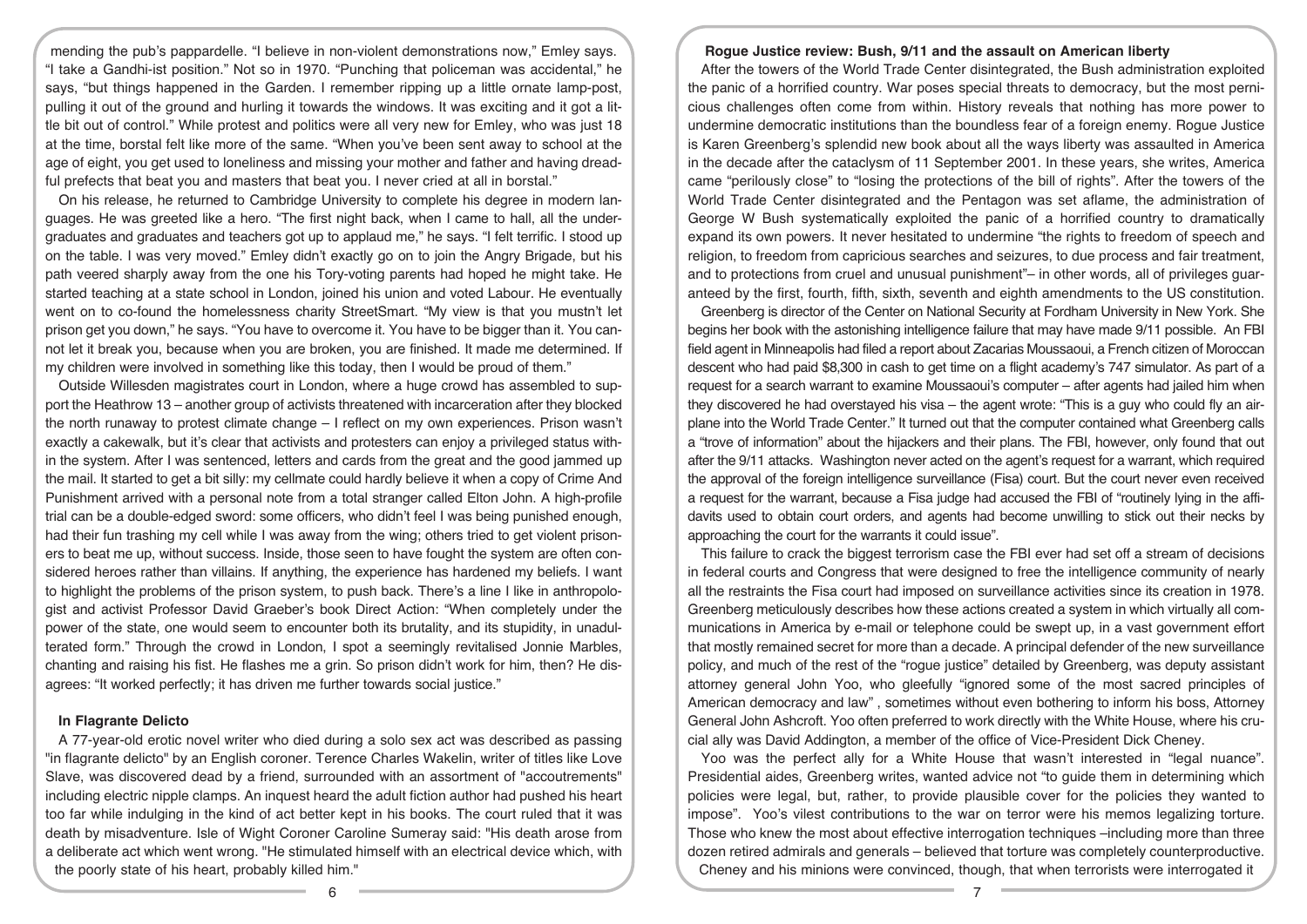mending the pub's pappardelle. "I believe in non-violent demonstrations now," Emley says. "I take a Gandhi-ist position." Not so in 1970. "Punching that policeman was accidental," he says, "but things happened in the Garden. I remember ripping up a little ornate lamp-post, pulling it out of the ground and hurling it towards the windows. It was exciting and it got a little bit out of control." While protest and politics were all very new for Emley, who was just 18 at the time, borstal felt like more of the same. "When you've been sent away to school at the age of eight, you get used to loneliness and missing your mother and father and having dreadful prefects that beat you and masters that beat you. I never cried at all in borstal."

On his release, he returned to Cambridge University to complete his degree in modern languages. He was greeted like a hero. "The first night back, when I came to hall, all the undergraduates and graduates and teachers got up to applaud me," he says. "I felt terrific. I stood up on the table. I was very moved." Emley didn't exactly go on to join the Angry Brigade, but his path veered sharply away from the one his Tory-voting parents had hoped he might take. He started teaching at a state school in London, joined his union and voted Labour. He eventually went on to co-found the homelessness charity StreetSmart. "My view is that you mustn't let prison get you down," he says. "You have to overcome it. You have to be bigger than it. You cannot let it break you, because when you are broken, you are finished. It made me determined. If my children were involved in something like this today, then I would be proud of them."

Outside Willesden magistrates court in London, where a huge crowd has assembled to support the Heathrow 13 – another group of activists threatened with incarceration after they blocked the north runaway to protest climate change – I reflect on my own experiences. Prison wasn't exactly a cakewalk, but it's clear that activists and protesters can enjoy a privileged status within the system. After I was sentenced, letters and cards from the great and the good jammed up the mail. It started to get a bit silly: my cellmate could hardly believe it when a copy of Crime And Punishment arrived with a personal note from a total stranger called Elton John. A high-profile trial can be a double-edged sword: some officers, who didn't feel I was being punished enough, had their fun trashing my cell while I was away from the wing; others tried to get violent prisoners to beat me up, without success. Inside, those seen to have fought the system are often considered heroes rather than villains. If anything, the experience has hardened my beliefs. I want to highlight the problems of the prison system, to push back. There's a line I like in anthropologist and activist Professor David Graeber's book Direct Action: "When completely under the power of the state, one would seem to encounter both its brutality, and its stupidity, in unadulterated form." Through the crowd in London, I spot a seemingly revitalised Jonnie Marbles, chanting and raising his fist. He flashes me a grin. So prison didn't work for him, then? He disagrees: "It worked perfectly; it has driven me further towards social justice."

## In Flagrante Delicto

A 77-year-old erotic novel writer who died during a solo sex act was described as passing "in flagrante delicto" by an English coroner. Terence Charles Wakelin, writer of titles like Love Slave, was discovered dead by a friend, surrounded with an assortment of "accoutrements" including electric nipple clamps. An inquest heard the adult fiction author had pushed his heart too far while indulging in the kind of act better kept in his books. The court ruled that it was death by misadventure. Isle of Wight Coroner Caroline Sumeray said: "His death arose from a deliberate act which went wrong. "He stimulated himself with an electrical device which, with the poorly state of his heart, probably killed him."

## Rogue Justice review: Bush, 9/11 and the assault on American liberty

After the towers of the World Trade Center disintegrated, the Bush administration exploited the panic of a horrified country. War poses special threats to democracy, but the most pernicious challenges often come from within. History reveals that nothing has more power to undermine democratic institutions than the boundless fear of a foreign enemy. Rogue Justice is Karen Greenberg's splendid new book about all the ways liberty was assaulted in America in the decade after the cataclysm of 11 September 2001. In these years, she writes, America came "perilously close" to "losing the protections of the bill of rights". After the towers of the World Trade Center disintegrated and the Pentagon was set aflame, the administration of George W Bush systematically exploited the panic of a horrified country to dramatically expand its own powers. It never hesitated to undermine "the rights to freedom of speech and religion, to freedom from capricious searches and seizures, to due process and fair treatment, and to protections from cruel and unusual punishment"– in other words, all of privileges guaranteed by the first, fourth, fifth, sixth, seventh and eighth amendments to the US constitution.

Greenberg is director of the Center on National Security at Fordham University in New York. She begins her book with the astonishing intelligence failure that may have made 9/11 possible. An FBI field agent in Minneapolis had filed a report about Zacarias Moussaoui, a French citizen of Moroccan descent who had paid $8,300 in cash to get time on a flight academy's 747 simulator. As part of a request for a search warrant to examine Moussaoui's computer – after agents had jailed him when they discovered he had overstayed his visa – the agent wrote: "This is a guy who could fly an airplane into the World Trade Center." It turned out that the computer contained what Greenberg calls a "trove of information" about the hijackers and their plans. The FBI, however, only found that out after the 9/11 attacks. Washington never acted on the agent's request for a warrant, which required the approval of the foreign intelligence surveillance (Fisa) court. But the court never even received a request for the warrant, because a Fisa judge had accused the FBI of "routinely lying in the affidavits used to obtain court orders, and agents had become unwilling to stick out their necks by approaching the court for the warrants it could issue".

This failure to crack the biggest terrorism case the FBI ever had set off a stream of decisions in federal courts and Congress that were designed to free the intelligence community of nearly all the restraints the Fisa court had imposed on surveillance activities since its creation in 1978. Greenberg meticulously describes how these actions created a system in which virtually all communications in America by e-mail or telephone could be swept up, in a vast government effort that mostly remained secret for more than a decade. A principal defender of the new surveillance policy, and much of the rest of the "rogue justice" detailed by Greenberg, was deputy assistant attorney general John Yoo, who gleefully "ignored some of the most sacred principles of American democracy and law" , sometimes without even bothering to inform his boss, Attorney General John Ashcroft. Yoo often preferred to work directly with the White House, where his crucial ally was David Addington, a member of the office of Vice-President Dick Cheney.

Yoo was the perfect ally for a White House that wasn't interested in "legal nuance". Presidential aides, Greenberg writes, wanted advice not "to guide them in determining which policies were legal, but, rather, to provide plausible cover for the policies they wanted to impose". Yoo's vilest contributions to the war on terror were his memos legalizing torture. Those who knew the most about effective interrogation techniques –including more than three dozen retired admirals and generals – believed that torture was completely counterproductive. Cheney and his minions were convinced, though, that when terrorists were interrogated it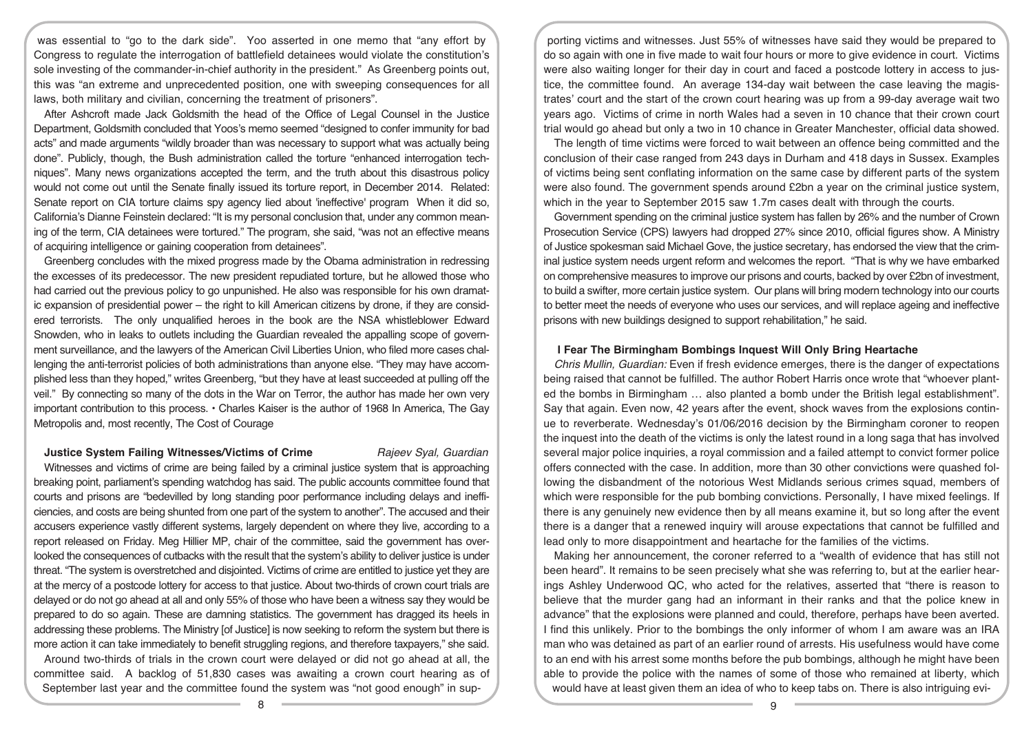was essential to "go to the dark side". Yoo asserted in one memo that "any effort by Congress to regulate the interrogation of battlefield detainees would violate the constitution's sole investing of the commander-in-chief authority in the president." As Greenberg points out, this was "an extreme and unprecedented position, one with sweeping consequences for all laws, both military and civilian, concerning the treatment of prisoners".

After Ashcroft made Jack Goldsmith the head of the Office of Legal Counsel in the Justice Department, Goldsmith concluded that Yoos's memo seemed "designed to confer immunity for bad acts" and made arguments "wildly broader than was necessary to support what was actually being done". Publicly, though, the Bush administration called the torture "enhanced interrogation techniques". Many news organizations accepted the term, and the truth about this disastrous policy would not come out until the Senate finally issued its torture report, in December 2014. Related: Senate report on CIA torture claims spy agency lied about 'ineffective' program When it did so, California's Dianne Feinstein declared: "It is my personal conclusion that, under any common meaning of the term, CIA detainees were tortured." The program, she said, "was not an effective means of acquiring intelligence or gaining cooperation from detainees".

Greenberg concludes with the mixed progress made by the Obama administration in redressing the excesses of its predecessor. The new president repudiated torture, but he allowed those who had carried out the previous policy to go unpunished. He also was responsible for his own dramatic expansion of presidential power – the right to kill American citizens by drone, if they are considered terrorists. The only unqualified heroes in the book are the NSA whistleblower Edward Snowden, who in leaks to outlets including the Guardian revealed the appalling scope of government surveillance, and the lawyers of the American Civil Liberties Union, who filed more cases challenging the anti-terrorist policies of both administrations than anyone else. "They may have accomplished less than they hoped," writes Greenberg, "but they have at least succeeded at pulling off the veil." By connecting so many of the dots in the War on Terror, the author has made her own very important contribution to this process. • Charles Kaiser is the author of 1968 In America, The Gay Metropolis and, most recently, The Cost of Courage

## Justice System Failing Witnesses/Victims of Crime

*Rajeev Syal, Guardian*

Witnesses and victims of crime are being failed by a criminal justice system that is approaching breaking point, parliament's spending watchdog has said. The public accounts committee found that courts and prisons are "bedevilled by long standing poor performance including delays and inefficiencies, and costs are being shunted from one part of the system to another". The accused and their accusers experience vastly different systems, largely dependent on where they live, according to a report released on Friday. Meg Hillier MP, chair of the committee, said the government has overlooked the consequences of cutbacks with the result that the system's ability to deliver justice is under threat. "The system is overstretched and disjointed. Victims of crime are entitled to justice yet they are at the mercy of a postcode lottery for access to that justice. About two-thirds of crown court trials are delayed or do not go ahead at all and only 55% of those who have been a witness say they would be prepared to do so again. These are damning statistics. The government has dragged its heels in addressing these problems. The Ministry [of Justice] is now seeking to reform the system but there is more action it can take immediately to benefit struggling regions, and therefore taxpayers," she said.

Around two-thirds of trials in the crown court were delayed or did not go ahead at all, the committee said. A backlog of 51,830 cases was awaiting a crown court hearing as of September last year and the committee found the system was "not good enough" in supporting victims and witnesses. Just 55% of witnesses have said they would be prepared to do so again with one in five made to wait four hours or more to give evidence in court. Victims were also waiting longer for their day in court and faced a postcode lottery in access to justice, the committee found. An average 134-day wait between the case leaving the magistrates' court and the start of the crown court hearing was up from a 99-day average wait two years ago. Victims of crime in north Wales had a seven in 10 chance that their crown court trial would go ahead but only a two in 10 chance in Greater Manchester, official data showed.

The length of time victims were forced to wait between an offence being committed and the conclusion of their case ranged from 243 days in Durham and 418 days in Sussex. Examples of victims being sent conflating information on the same case by different parts of the system were also found. The government spends around £2bn a year on the criminal justice system, which in the year to September 2015 saw 1.7m cases dealt with through the courts.

Government spending on the criminal justice system has fallen by 26% and the number of Crown Prosecution Service (CPS) lawyers had dropped 27% since 2010, official figures show. A Ministry of Justice spokesman said Michael Gove, the justice secretary, has endorsed the view that the criminal justice system needs urgent reform and welcomes the report. "That is why we have embarked on comprehensive measures to improve our prisons and courts, backed by over £2bn of investment, to build a swifter, more certain justice system. Our plans will bring modern technology into our courts to better meet the needs of everyone who uses our services, and will replace ageing and ineffective prisons with new buildings designed to support rehabilitation," he said.

## I Fear The Birmingham Bombings Inquest Will Only Bring Heartache

*Chris Mullin, Guardian:* Even if fresh evidence emerges, there is the danger of expectations being raised that cannot be fulfilled. The author Robert Harris once wrote that "whoever planted the bombs in Birmingham … also planted a bomb under the British legal establishment". Say that again. Even now, 42 years after the event, shock waves from the explosions continue to reverberate. Wednesday's 01/06/2016 decision by the Birmingham coroner to reopen the inquest into the death of the victims is only the latest round in a long saga that has involved several major police inquiries, a royal commission and a failed attempt to convict former police offers connected with the case. In addition, more than 30 other convictions were quashed following the disbandment of the notorious West Midlands serious crimes squad, members of which were responsible for the pub bombing convictions. Personally, I have mixed feelings. If there is any genuinely new evidence then by all means examine it, but so long after the event there is a danger that a renewed inquiry will arouse expectations that cannot be fulfilled and lead only to more disappointment and heartache for the families of the victims.

Making her announcement, the coroner referred to a "wealth of evidence that has still not been heard". It remains to be seen precisely what she was referring to, but at the earlier hearings Ashley Underwood QC, who acted for the relatives, asserted that "there is reason to believe that the murder gang had an informant in their ranks and that the police knew in advance" that the explosions were planned and could, therefore, perhaps have been averted. I find this unlikely. Prior to the bombings the only informer of whom I am aware was an IRA man who was detained as part of an earlier round of arrests. His usefulness would have come to an end with his arrest some months before the pub bombings, although he might have been able to provide the police with the names of some of those who remained at liberty, which would have at least given them an idea of who to keep tabs on. There is also intriguing evi-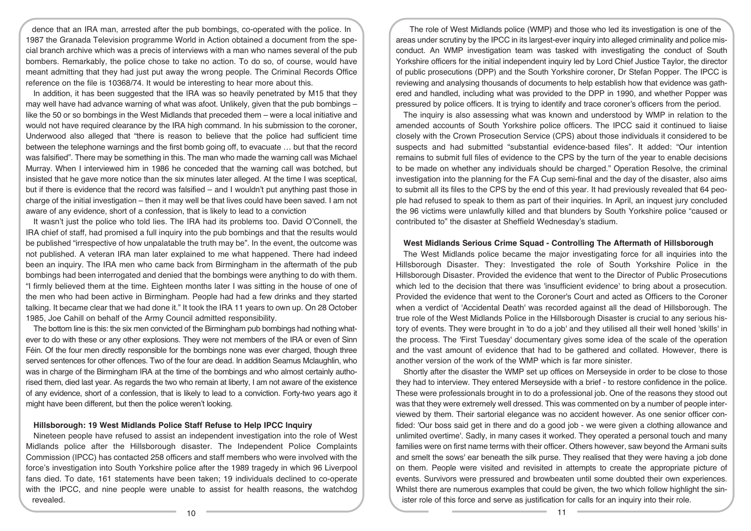dence that an IRA man, arrested after the pub bombings, co-operated with the police. In 1987 the Granada Television programme World in Action obtained a document from the special branch archive which was a precis of interviews with a man who names several of the pub bombers. Remarkably, the police chose to take no action. To do so, of course, would have meant admitting that they had just put away the wrong people. The Criminal Records Office reference on the file is 10368/74. It would be interesting to hear more about this.

In addition, it has been suggested that the IRA was so heavily penetrated by M15 that they may well have had advance warning of what was afoot. Unlikely, given that the pub bombings – like the 50 or so bombings in the West Midlands that preceded them – were a local initiative and would not have required clearance by the IRA high command. In his submission to the coroner, Underwood also alleged that "there is reason to believe that the police had sufficient time between the telephone warnings and the first bomb going off, to evacuate … but that the record was falsified". There may be something in this. The man who made the warning call was Michael Murray. When I interviewed him in 1986 he conceded that the warning call was botched, but insisted that he gave more notice than the six minutes later alleged. At the time I was sceptical, but if there is evidence that the record was falsified – and I wouldn't put anything past those in charge of the initial investigation – then it may well be that lives could have been saved. I am not aware of any evidence, short of a confession, that is likely to lead to a conviction

It wasn't just the police who told lies. The IRA had its problems too. David O'Connell, the IRA chief of staff, had promised a full inquiry into the pub bombings and that the results would be published "irrespective of how unpalatable the truth may be". In the event, the outcome was not published. A veteran IRA man later explained to me what happened. There had indeed been an inquiry. The IRA men who came back from Birmingham in the aftermath of the pub bombings had been interrogated and denied that the bombings were anything to do with them. "I firmly believed them at the time. Eighteen months later I was sitting in the house of one of the men who had been active in Birmingham. People had had a few drinks and they started talking. It became clear that we had done it." It took the IRA 11 years to own up. On 28 October 1985, Joe Cahill on behalf of the Army Council admitted responsibility.

The bottom line is this: the six men convicted of the Birmingham pub bombings had nothing whatever to do with these or any other explosions. They were not members of the IRA or even of Sinn Féin. Of the four men directly responsible for the bombings none was ever charged, though three served sentences for other offences. Two of the four are dead. In addition Seamus Mclaughlin, who was in charge of the Birmingham IRA at the time of the bombings and who almost certainly authorised them, died last year. As regards the two who remain at liberty, I am not aware of the existence of any evidence, short of a confession, that is likely to lead to a conviction. Forty-two years ago it might have been different, but then the police weren't looking.

### Hillsborough: 19 West Midlands Police Staff Refuse to Help IPCC Inquiry

Nineteen people have refused to assist an independent investigation into the role of West Midlands police after the Hillsborough disaster. The Independent Police Complaints Commission (IPCC) has contacted 258 officers and staff members who were involved with the force's investigation into South Yorkshire police after the 1989 tragedy in which 96 Liverpool fans died. To date, 161 statements have been taken; 19 individuals declined to co-operate with the IPCC, and nine people were unable to assist for health reasons, the watchdog revealed.

The role of West Midlands police (WMP) and those who led its investigation is one of the areas under scrutiny by the IPCC in its largest-ever inquiry into alleged criminality and police misconduct. An WMP investigation team was tasked with investigating the conduct of South Yorkshire officers for the initial independent inquiry led by Lord Chief Justice Taylor, the director of public prosecutions (DPP) and the South Yorkshire coroner, Dr Stefan Popper. The IPCC is reviewing and analysing thousands of documents to help establish how that evidence was gathered and handled, including what was provided to the DPP in 1990, and whether Popper was pressured by police officers. It is trying to identify and trace coroner's officers from the period.

The inquiry is also assessing what was known and understood by WMP in relation to the amended accounts of South Yorkshire police officers. The IPCC said it continued to liaise closely with the Crown Prosecution Service (CPS) about those individuals it considered to be suspects and had submitted "substantial evidence-based files". It added: "Our intention remains to submit full files of evidence to the CPS by the turn of the year to enable decisions to be made on whether any individuals should be charged." Operation Resolve, the criminal investigation into the planning for the FA Cup semi-final and the day of the disaster, also aims to submit all its files to the CPS by the end of this year. It had previously revealed that 64 people had refused to speak to them as part of their inquiries. In April, an inquest jury concluded the 96 victims were unlawfully killed and that blunders by South Yorkshire police "caused or contributed to" the disaster at Sheffield Wednesday's stadium.

### West Midlands Serious Crime Squad - Controlling The Aftermath of Hillsborough

The West Midlands police became the major investigating force for all inquiries into the Hillsborough Disaster. They: Investigated the role of South Yorkshire Police in the Hillsborough Disaster. Provided the evidence that went to the Director of Public Prosecutions which led to the decision that there was 'insufficient evidence' to bring about a prosecution. Provided the evidence that went to the Coroner's Court and acted as Officers to the Coroner when a verdict of 'Accidental Death' was recorded against all the dead of Hillsborough. The true role of the West Midlands Police in the Hillsborough Disaster is crucial to any serious history of events. They were brought in 'to do a job' and they utilised all their well honed 'skills' in the process. The 'First Tuesday' documentary gives some idea of the scale of the operation and the vast amount of evidence that had to be gathered and collated. However, there is another version of the work of the WMP which is far more sinister.

Shortly after the disaster the WMP set up offices on Merseyside in order to be close to those they had to interview. They entered Merseyside with a brief - to restore confidence in the police. These were professionals brought in to do a professional job. One of the reasons they stood out was that they were extremely well dressed. This was commented on by a number of people interviewed by them. Their sartorial elegance was no accident however. As one senior officer confided: 'Our boss said get in there and do a good job - we were given a clothing allowance and unlimited overtime'. Sadly, in many cases it worked. They operated a personal touch and many families were on first name terms with their officer. Others however, saw beyond the Armani suits and smelt the sows' ear beneath the silk purse. They realised that they were having a job done on them. People were visited and revisited in attempts to create the appropriate picture of events. Survivors were pressured and browbeaten until some doubted their own experiences. Whilst there are numerous examples that could be given, the two which follow highlight the sinister role of this force and serve as justification for calls for an inquiry into their role.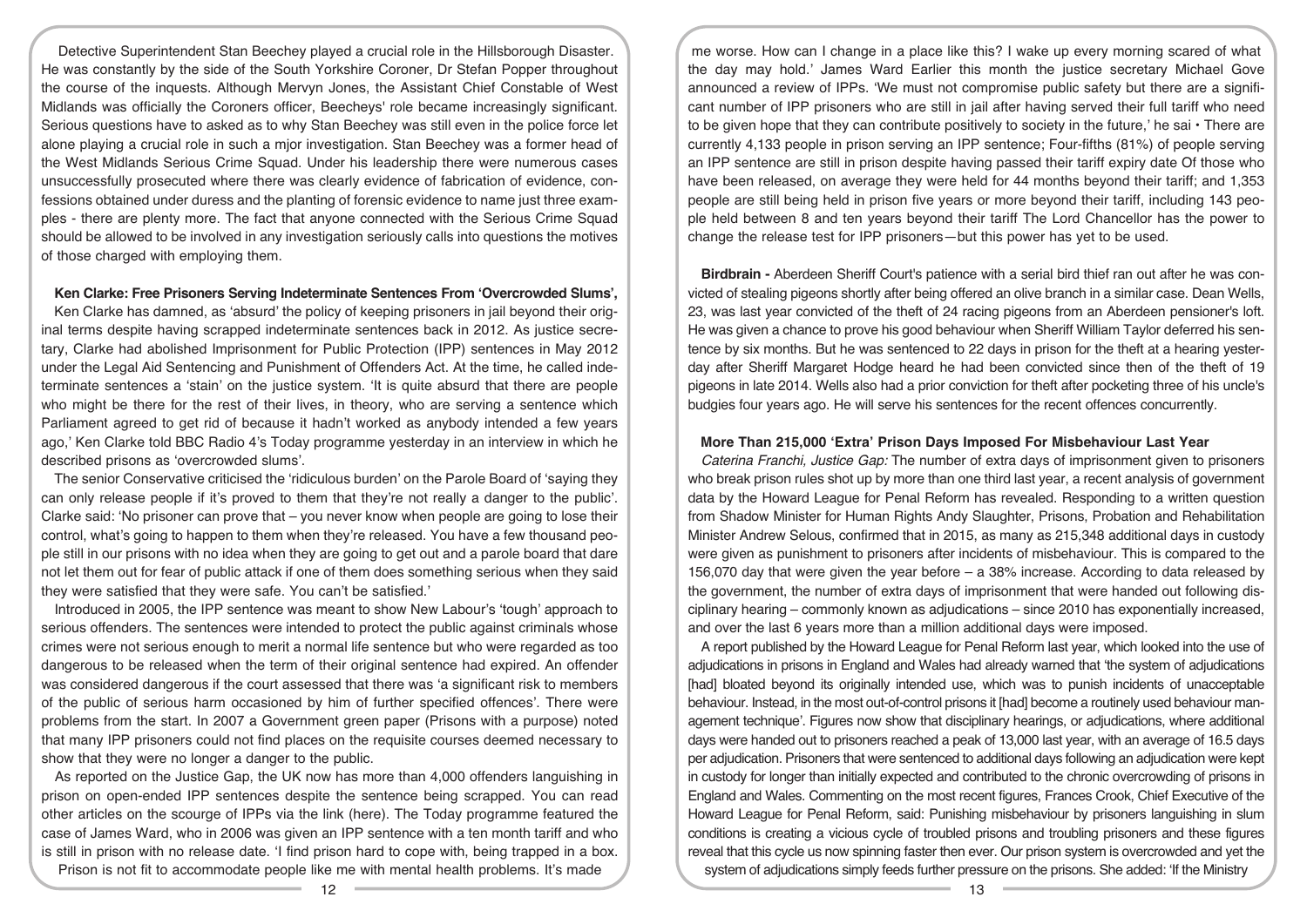Detective Superintendent Stan Beechey played a crucial role in the Hillsborough Disaster. He was constantly by the side of the South Yorkshire Coroner, Dr Stefan Popper throughout the course of the inquests. Although Mervyn Jones, the Assistant Chief Constable of West Midlands was officially the Coroners officer, Beecheys' role became increasingly significant. Serious questions have to asked as to why Stan Beechey was still even in the police force let alone playing a crucial role in such a mjor investigation. Stan Beechey was a former head of the West Midlands Serious Crime Squad. Under his leadership there were numerous cases unsuccessfully prosecuted where there was clearly evidence of fabrication of evidence, confessions obtained under duress and the planting of forensic evidence to name just three examples - there are plenty more. The fact that anyone connected with the Serious Crime Squad should be allowed to be involved in any investigation seriously calls into questions the motives of those charged with employing them.

**Ken Clarke: Free Prisoners Serving Indeterminate Sentences From 'Overcrowded Slums',**

Ken Clarke has damned, as 'absurd' the policy of keeping prisoners in jail beyond their original terms despite having scrapped indeterminate sentences back in 2012. As justice secretary, Clarke had abolished Imprisonment for Public Protection (IPP) sentences in May 2012 under the Legal Aid Sentencing and Punishment of Offenders Act. At the time, he called indeterminate sentences a 'stain' on the justice system. 'It is quite absurd that there are people who might be there for the rest of their lives, in theory, who are serving a sentence which Parliament agreed to get rid of because it hadn't worked as anybody intended a few years ago,' Ken Clarke told BBC Radio 4's Today programme yesterday in an interview in which he described prisons as 'overcrowded slums'.

The senior Conservative criticised the 'ridiculous burden' on the Parole Board of 'saying they can only release people if it's proved to them that they're not really a danger to the public'. Clarke said: 'No prisoner can prove that – you never know when people are going to lose their control, what's going to happen to them when they're released. You have a few thousand people still in our prisons with no idea when they are going to get out and a parole board that dare not let them out for fear of public attack if one of them does something serious when they said they were satisfied that they were safe. You can't be satisfied.'

Introduced in 2005, the IPP sentence was meant to show New Labour's 'tough' approach to serious offenders. The sentences were intended to protect the public against criminals whose crimes were not serious enough to merit a normal life sentence but who were regarded as too dangerous to be released when the term of their original sentence had expired. An offender was considered dangerous if the court assessed that there was 'a significant risk to members of the public of serious harm occasioned by him of further specified offences'. There were problems from the start. In 2007 a Government green paper (Prisons with a purpose) noted that many IPP prisoners could not find places on the requisite courses deemed necessary to show that they were no longer a danger to the public.

As reported on the Justice Gap, the UK now has more than 4,000 offenders languishing in prison on open-ended IPP sentences despite the sentence being scrapped. You can read other articles on the scourge of IPPs via the link (here). The Today programme featured the case of James Ward, who in 2006 was given an IPP sentence with a ten month tariff and who is still in prison with no release date. 'I find prison hard to cope with, being trapped in a box. Prison is not fit to accommodate people like me with mental health problems. It's made me worse. How can I change in a place like this? I wake up every morning scared of what the day may hold.' James Ward Earlier this month the justice secretary Michael Gove announced a review of IPPs. 'We must not compromise public safety but there are a significant number of IPP prisoners who are still in jail after having served their full tariff who need to be given hope that they can contribute positively to society in the future,' he sai • There are currently 4,133 people in prison serving an IPP sentence; Four-fifths (81%) of people serving an IPP sentence are still in prison despite having passed their tariff expiry date Of those who have been released, on average they were held for 44 months beyond their tariff; and 1,353 people are still being held in prison five years or more beyond their tariff, including 143 people held between 8 and ten years beyond their tariff The Lord Chancellor has the power to change the release test for IPP prisoners—but this power has yet to be used.

**Birdbrain -** Aberdeen Sheriff Court's patience with a serial bird thief ran out after he was convicted of stealing pigeons shortly after being offered an olive branch in a similar case. Dean Wells, 23, was last year convicted of the theft of 24 racing pigeons from an Aberdeen pensioner's loft. He was given a chance to prove his good behaviour when Sheriff William Taylor deferred his sentence by six months. But he was sentenced to 22 days in prison for the theft at a hearing yesterday after Sheriff Margaret Hodge heard he had been convicted since then of the theft of 19 pigeons in late 2014. Wells also had a prior conviction for theft after pocketing three of his uncle's budgies four years ago. He will serve his sentences for the recent offences concurrently.

**More Than 215,000 'Extra' Prison Days Imposed For Misbehaviour Last Year**

*Caterina Franchi, Justice Gap:* The number of extra days of imprisonment given to prisoners who break prison rules shot up by more than one third last year, a recent analysis of government data by the Howard League for Penal Reform has revealed. Responding to a written question from Shadow Minister for Human Rights Andy Slaughter, Prisons, Probation and Rehabilitation Minister Andrew Selous, confirmed that in 2015, as many as 215,348 additional days in custody were given as punishment to prisoners after incidents of misbehaviour. This is compared to the 156,070 day that were given the year before – a 38% increase. According to data released by the government, the number of extra days of imprisonment that were handed out following disciplinary hearing – commonly known as adjudications – since 2010 has exponentially increased, and over the last 6 years more than a million additional days were imposed.

A report published by the Howard League for Penal Reform last year, which looked into the use of adjudications in prisons in England and Wales had already warned that 'the system of adjudications [had] bloated beyond its originally intended use, which was to punish incidents of unacceptable behaviour. Instead, in the most out-of-control prisons it [had] become a routinely used behaviour management technique'. Figures now show that disciplinary hearings, or adjudications, where additional days were handed out to prisoners reached a peak of 13,000 last year, with an average of 16.5 days per adjudication. Prisoners that were sentenced to additional days following an adjudication were kept in custody for longer than initially expected and contributed to the chronic overcrowding of prisons in England and Wales. Commenting on the most recent figures, Frances Crook, Chief Executive of the Howard League for Penal Reform, said: Punishing misbehaviour by prisoners languishing in slum conditions is creating a vicious cycle of troubled prisons and troubling prisoners and these figures reveal that this cycle us now spinning faster then ever. Our prison system is overcrowded and yet the system of adjudications simply feeds further pressure on the prisons. She added: 'If the Ministry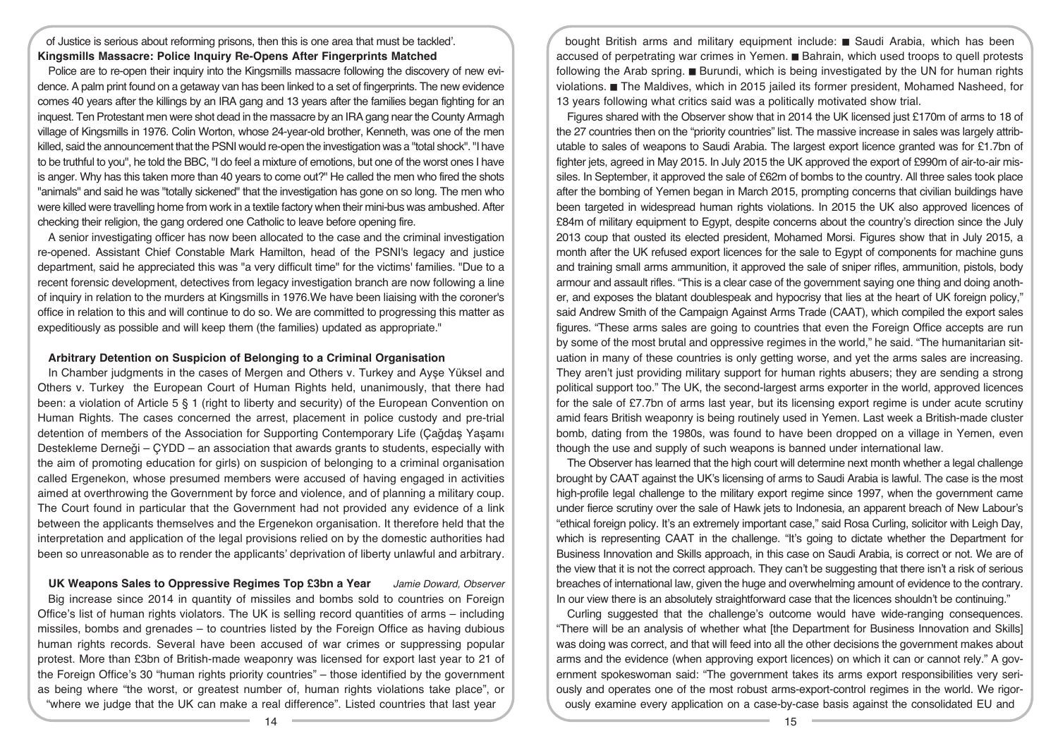of Justice is serious about reforming prisons, then this is one area that must be tackled'.

**Kingsmills Massacre: Police Inquiry Re-Opens After Fingerprints Matched**

Police are to re-open their inquiry into the Kingsmills massacre following the discovery of new evidence. A palm print found on a getaway van has been linked to a set of fingerprints. The new evidence comes 40 years after the killings by an IRA gang and 13 years after the families began fighting for an inquest. Ten Protestant men were shot dead in the massacre by an IRA gang near the County Armagh village of Kingsmills in 1976. Colin Worton, whose 24-year-old brother, Kenneth, was one of the men killed, said the announcement that the PSNI would re-open the investigation was a "total shock". "I have to be truthful to you", he told the BBC, "I do feel a mixture of emotions, but one of the worst ones I have is anger. Why has this taken more than 40 years to come out?" He called the men who fired the shots "animals" and said he was "totally sickened" that the investigation has gone on so long. The men who were killed were travelling home from work in a textile factory when their mini-bus was ambushed. After checking their religion, the gang ordered one Catholic to leave before opening fire.

A senior investigating officer has now been allocated to the case and the criminal investigation re-opened. Assistant Chief Constable Mark Hamilton, head of the PSNI's legacy and justice department, said he appreciated this was "a very difficult time" for the victims' families. "Due to a recent forensic development, detectives from legacy investigation branch are now following a line of inquiry in relation to the murders at Kingsmills in 1976.We have been liaising with the coroner's office in relation to this and will continue to do so. We are committed to progressing this matter as expeditiously as possible and will keep them (the families) updated as appropriate."

**Arbitrary Detention on Suspicion of Belonging to a Criminal Organisation**

In Chamber judgments in the cases of Mergen and Others v. Turkey and Ayşe Yüksel and Others v. Turkey the European Court of Human Rights held, unanimously, that there had been: a violation of Article 5 § 1 (right to liberty and security) of the European Convention on Human Rights. The cases concerned the arrest, placement in police custody and pre-trial detention of members of the Association for Supporting Contemporary Life (Çağdaş Yaşamı Destekleme Derneği – ÇYDD – an association that awards grants to students, especially with the aim of promoting education for girls) on suspicion of belonging to a criminal organisation called Ergenekon, whose presumed members were accused of having engaged in activities aimed at overthrowing the Government by force and violence, and of planning a military coup. The Court found in particular that the Government had not provided any evidence of a link between the applicants themselves and the Ergenekon organisation. It therefore held that the interpretation and application of the legal provisions relied on by the domestic authorities had been so unreasonable as to render the applicants' deprivation of liberty unlawful and arbitrary.

**UK Weapons Sales to Oppressive Regimes Top £3bn a Year** *Jamie Doward, Observer*

Big increase since 2014 in quantity of missiles and bombs sold to countries on Foreign Office's list of human rights violators. The UK is selling record quantities of arms – including missiles, bombs and grenades – to countries listed by the Foreign Office as having dubious human rights records. Several have been accused of war crimes or suppressing popular protest. More than £3bn of British-made weaponry was licensed for export last year to 21 of the Foreign Office's 30 "human rights priority countries" – those identified by the government as being where "the worst, or greatest number of, human rights violations take place", or "where we judge that the UK can make a real difference". Listed countries that last year bought British arms and military equipment include: ■ Saudi Arabia, which has been accused of perpetrating war crimes in Yemen. ■ Bahrain, which used troops to quell protests following the Arab spring. ■ Burundi, which is being investigated by the UN for human rights violations. ■ The Maldives, which in 2015 jailed its former president, Mohamed Nasheed, for 13 years following what critics said was a politically motivated show trial.

Figures shared with the Observer show that in 2014 the UK licensed just £170m of arms to 18 of the 27 countries then on the "priority countries" list. The massive increase in sales was largely attributable to sales of weapons to Saudi Arabia. The largest export licence granted was for £1.7bn of fighter jets, agreed in May 2015. In July 2015 the UK approved the export of £990m of air-to-air missiles. In September, it approved the sale of £62m of bombs to the country. All three sales took place after the bombing of Yemen began in March 2015, prompting concerns that civilian buildings have been targeted in widespread human rights violations. In 2015 the UK also approved licences of £84m of military equipment to Egypt, despite concerns about the country's direction since the July 2013 coup that ousted its elected president, Mohamed Morsi. Figures show that in July 2015, a month after the UK refused export licences for the sale to Egypt of components for machine guns and training small arms ammunition, it approved the sale of sniper rifles, ammunition, pistols, body armour and assault rifles. "This is a clear case of the government saying one thing and doing another, and exposes the blatant doublespeak and hypocrisy that lies at the heart of UK foreign policy," said Andrew Smith of the Campaign Against Arms Trade (CAAT), which compiled the export sales figures. "These arms sales are going to countries that even the Foreign Office accepts are run by some of the most brutal and oppressive regimes in the world," he said. "The humanitarian situation in many of these countries is only getting worse, and yet the arms sales are increasing. They aren't just providing military support for human rights abusers; they are sending a strong political support too." The UK, the second-largest arms exporter in the world, approved licences for the sale of £7.7bn of arms last year, but its licensing export regime is under acute scrutiny amid fears British weaponry is being routinely used in Yemen. Last week a British-made cluster bomb, dating from the 1980s, was found to have been dropped on a village in Yemen, even though the use and supply of such weapons is banned under international law.

The Observer has learned that the high court will determine next month whether a legal challenge brought by CAAT against the UK's licensing of arms to Saudi Arabia is lawful. The case is the most high-profile legal challenge to the military export regime since 1997, when the government came under fierce scrutiny over the sale of Hawk jets to Indonesia, an apparent breach of New Labour's "ethical foreign policy. It's an extremely important case," said Rosa Curling, solicitor with Leigh Day, which is representing CAAT in the challenge. "It's going to dictate whether the Department for Business Innovation and Skills approach, in this case on Saudi Arabia, is correct or not. We are of the view that it is not the correct approach. They can't be suggesting that there isn't a risk of serious breaches of international law, given the huge and overwhelming amount of evidence to the contrary. In our view there is an absolutely straightforward case that the licences shouldn't be continuing."

Curling suggested that the challenge's outcome would have wide-ranging consequences. "There will be an analysis of whether what [the Department for Business Innovation and Skills] was doing was correct, and that will feed into all the other decisions the government makes about arms and the evidence (when approving export licences) on which it can or cannot rely." A government spokeswoman said: "The government takes its arms export responsibilities very seriously and operates one of the most robust arms-export-control regimes in the world. We rigorously examine every application on a case-by-case basis against the consolidated EU and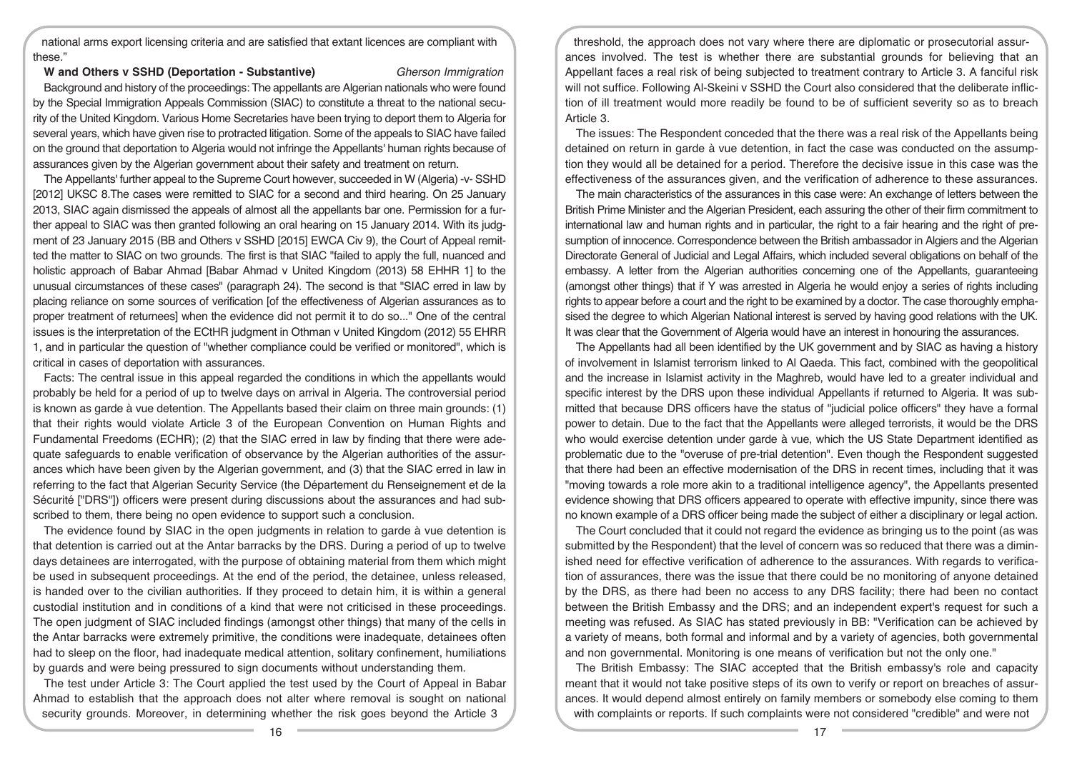national arms export licensing criteria and are satisfied that extant licences are compliant with these."

**W and Others v SSHD (Deportation - Substantive)** *Gherson Immigration*

Background and history of the proceedings: The appellants are Algerian nationals who were found by the Special Immigration Appeals Commission (SIAC) to constitute a threat to the national security of the United Kingdom. Various Home Secretaries have been trying to deport them to Algeria for several years, which have given rise to protracted litigation. Some of the appeals to SIAC have failed on the ground that deportation to Algeria would not infringe the Appellants' human rights because of assurances given by the Algerian government about their safety and treatment on return.

The Appellants' further appeal to the Supreme Court however, succeeded in W (Algeria) -v- SSHD [2012] UKSC 8.The cases were remitted to SIAC for a second and third hearing. On 25 January 2013, SIAC again dismissed the appeals of almost all the appellants bar one. Permission for a further appeal to SIAC was then granted following an oral hearing on 15 January 2014. With its judgment of 23 January 2015 (BB and Others v SSHD [2015] EWCA Civ 9), the Court of Appeal remitted the matter to SIAC on two grounds. The first is that SIAC "failed to apply the full, nuanced and holistic approach of Babar Ahmad [Babar Ahmad v United Kingdom (2013) 58 EHHR 1] to the unusual circumstances of these cases" (paragraph 24). The second is that "SIAC erred in law by placing reliance on some sources of verification [of the effectiveness of Algerian assurances as to proper treatment of returnees] when the evidence did not permit it to do so..." One of the central issues is the interpretation of the ECtHR judgment in Othman v United Kingdom (2012) 55 EHRR 1, and in particular the question of "whether compliance could be verified or monitored", which is critical in cases of deportation with assurances.

Facts: The central issue in this appeal regarded the conditions in which the appellants would probably be held for a period of up to twelve days on arrival in Algeria. The controversial period is known as garde à vue detention. The Appellants based their claim on three main grounds: (1) that their rights would violate Article 3 of the European Convention on Human Rights and Fundamental Freedoms (ECHR); (2) that the SIAC erred in law by finding that there were adequate safeguards to enable verification of observance by the Algerian authorities of the assurances which have been given by the Algerian government, and (3) that the SIAC erred in law in referring to the fact that Algerian Security Service (the Département du Renseignement et de la Sécurité ["DRS"]) officers were present during discussions about the assurances and had subscribed to them, there being no open evidence to support such a conclusion.

The evidence found by SIAC in the open judgments in relation to garde à vue detention is that detention is carried out at the Antar barracks by the DRS. During a period of up to twelve days detainees are interrogated, with the purpose of obtaining material from them which might be used in subsequent proceedings. At the end of the period, the detainee, unless released, is handed over to the civilian authorities. If they proceed to detain him, it is within a general custodial institution and in conditions of a kind that were not criticised in these proceedings. The open judgment of SIAC included findings (amongst other things) that many of the cells in the Antar barracks were extremely primitive, the conditions were inadequate, detainees often had to sleep on the floor, had inadequate medical attention, solitary confinement, humiliations by guards and were being pressured to sign documents without understanding them.

The test under Article 3: The Court applied the test used by the Court of Appeal in Babar Ahmad to establish that the approach does not alter where removal is sought on national security grounds. Moreover, in determining whether the risk goes beyond the Article 3 threshold, the approach does not vary where there are diplomatic or prosecutorial assurances involved. The test is whether there are substantial grounds for believing that an Appellant faces a real risk of being subjected to treatment contrary to Article 3. A fanciful risk will not suffice. Following Al-Skeini v SSHD the Court also considered that the deliberate infliction of ill treatment would more readily be found to be of sufficient severity so as to breach Article 3.

The issues: The Respondent conceded that the there was a real risk of the Appellants being detained on return in garde à vue detention, in fact the case was conducted on the assumption they would all be detained for a period. Therefore the decisive issue in this case was the effectiveness of the assurances given, and the verification of adherence to these assurances.

The main characteristics of the assurances in this case were: An exchange of letters between the British Prime Minister and the Algerian President, each assuring the other of their firm commitment to international law and human rights and in particular, the right to a fair hearing and the right of presumption of innocence. Correspondence between the British ambassador in Algiers and the Algerian Directorate General of Judicial and Legal Affairs, which included several obligations on behalf of the embassy. A letter from the Algerian authorities concerning one of the Appellants, guaranteeing (amongst other things) that if Y was arrested in Algeria he would enjoy a series of rights including rights to appear before a court and the right to be examined by a doctor. The case thoroughly emphasised the degree to which Algerian National interest is served by having good relations with the UK. It was clear that the Government of Algeria would have an interest in honouring the assurances.

The Appellants had all been identified by the UK government and by SIAC as having a history of involvement in Islamist terrorism linked to Al Qaeda. This fact, combined with the geopolitical and the increase in Islamist activity in the Maghreb, would have led to a greater individual and specific interest by the DRS upon these individual Appellants if returned to Algeria. It was submitted that because DRS officers have the status of "judicial police officers" they have a formal power to detain. Due to the fact that the Appellants were alleged terrorists, it would be the DRS who would exercise detention under garde à vue, which the US State Department identified as problematic due to the "overuse of pre-trial detention". Even though the Respondent suggested that there had been an effective modernisation of the DRS in recent times, including that it was "moving towards a role more akin to a traditional intelligence agency", the Appellants presented evidence showing that DRS officers appeared to operate with effective impunity, since there was no known example of a DRS officer being made the subject of either a disciplinary or legal action.

The Court concluded that it could not regard the evidence as bringing us to the point (as was submitted by the Respondent) that the level of concern was so reduced that there was a diminished need for effective verification of adherence to the assurances. With regards to verification of assurances, there was the issue that there could be no monitoring of anyone detained by the DRS, as there had been no access to any DRS facility; there had been no contact between the British Embassy and the DRS; and an independent expert's request for such a meeting was refused. As SIAC has stated previously in BB: "Verification can be achieved by a variety of means, both formal and informal and by a variety of agencies, both governmental and non governmental. Monitoring is one means of verification but not the only one."

The British Embassy: The SIAC accepted that the British embassy's role and capacity meant that it would not take positive steps of its own to verify or report on breaches of assurances. It would depend almost entirely on family members or somebody else coming to them with complaints or reports. If such complaints were not considered "credible" and were not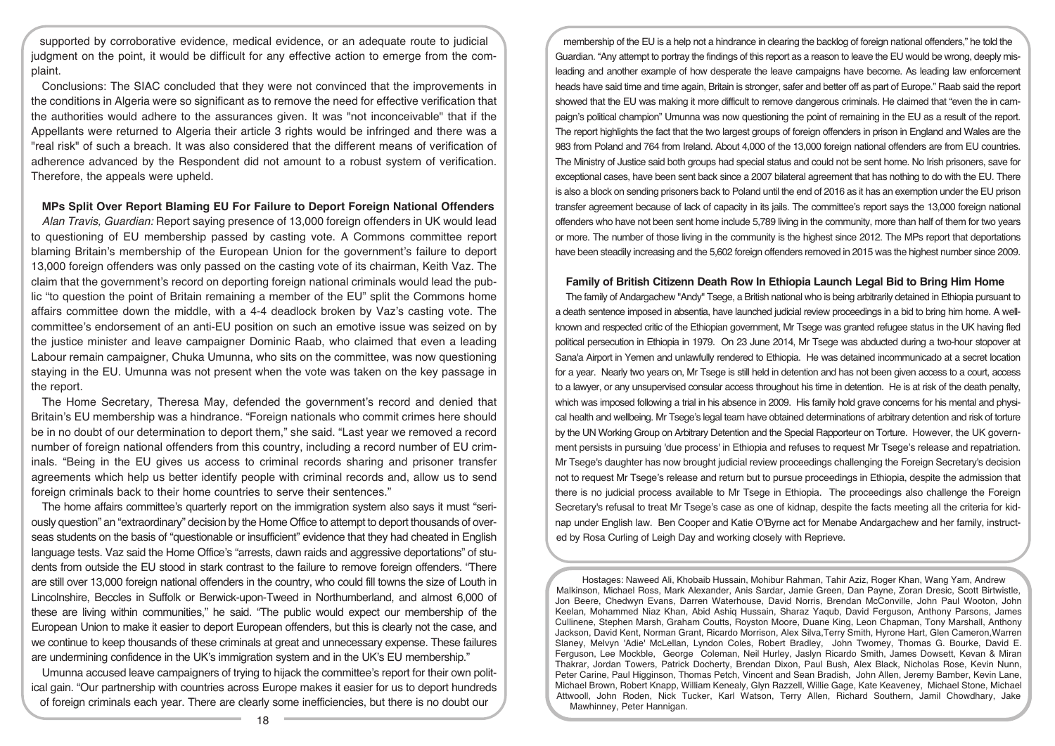supported by corroborative evidence, medical evidence, or an adequate route to judicial judgment on the point, it would be difficult for any effective action to emerge from the complaint.

Conclusions: The SIAC concluded that they were not convinced that the improvements in the conditions in Algeria were so significant as to remove the need for effective verification that the authorities would adhere to the assurances given. It was "not inconceivable" that if the Appellants were returned to Algeria their article 3 rights would be infringed and there was a "real risk" of such a breach. It was also considered that the different means of verification of adherence advanced by the Respondent did not amount to a robust system of verification. Therefore, the appeals were upheld.

### MPs Split Over Report Blaming EU For Failure to Deport Foreign National Offenders

*Alan Travis, Guardian:* Report saying presence of 13,000 foreign offenders in UK would lead to questioning of EU membership passed by casting vote. A Commons committee report blaming Britain's membership of the European Union for the government's failure to deport 13,000 foreign offenders was only passed on the casting vote of its chairman, Keith Vaz. The claim that the government's record on deporting foreign national criminals would lead the public "to question the point of Britain remaining a member of the EU" split the Commons home affairs committee down the middle, with a 4-4 deadlock broken by Vaz's casting vote. The committee's endorsement of an anti-EU position on such an emotive issue was seized on by the justice minister and leave campaigner Dominic Raab, who claimed that even a leading Labour remain campaigner, Chuka Umunna, who sits on the committee, was now questioning staying in the EU. Umunna was not present when the vote was taken on the key passage in the report.

The Home Secretary, Theresa May, defended the government's record and denied that Britain's EU membership was a hindrance. "Foreign nationals who commit crimes here should be in no doubt of our determination to deport them," she said. "Last year we removed a record number of foreign national offenders from this country, including a record number of EU criminals. "Being in the EU gives us access to criminal records sharing and prisoner transfer agreements which help us better identify people with criminal records and, allow us to send foreign criminals back to their home countries to serve their sentences."

The home affairs committee's quarterly report on the immigration system also says it must "seriously question" an "extraordinary" decision by the Home Office to attempt to deport thousands of overseas students on the basis of "questionable or insufficient" evidence that they had cheated in English language tests. Vaz said the Home Office's "arrests, dawn raids and aggressive deportations" of students from outside the EU stood in stark contrast to the failure to remove foreign offenders. "There are still over 13,000 foreign national offenders in the country, who could fill towns the size of Louth in Lincolnshire, Beccles in Suffolk or Berwick-upon-Tweed in Northumberland, and almost 6,000 of these are living within communities," he said. "The public would expect our membership of the European Union to make it easier to deport European offenders, but this is clearly not the case, and we continue to keep thousands of these criminals at great and unnecessary expense. These failures are undermining confidence in the UK's immigration system and in the UK's EU membership."

Umunna accused leave campaigners of trying to hijack the committee's report for their own political gain. "Our partnership with countries across Europe makes it easier for us to deport hundreds of foreign criminals each year. There are clearly some inefficiencies, but there is no doubt our membership of the EU is a help not a hindrance in clearing the backlog of foreign national offenders," he told the Guardian. "Any attempt to portray the findings of this report as a reason to leave the EU would be wrong, deeply misleading and another example of how desperate the leave campaigns have become. As leading law enforcement heads have said time and time again, Britain is stronger, safer and better off as part of Europe." Raab said the report showed that the EU was making it more difficult to remove dangerous criminals. He claimed that "even the in campaign's political champion" Umunna was now questioning the point of remaining in the EU as a result of the report. The report highlights the fact that the two largest groups of foreign offenders in prison in England and Wales are the 983 from Poland and 764 from Ireland. About 4,000 of the 13,000 foreign national offenders are from EU countries. The Ministry of Justice said both groups had special status and could not be sent home. No Irish prisoners, save for exceptional cases, have been sent back since a 2007 bilateral agreement that has nothing to do with the EU. There is also a block on sending prisoners back to Poland until the end of 2016 as it has an exemption under the EU prison transfer agreement because of lack of capacity in its jails. The committee's report says the 13,000 foreign national offenders who have not been sent home include 5,789 living in the community, more than half of them for two years or more. The number of those living in the community is the highest since 2012. The MPs report that deportations have been steadily increasing and the 5,602 foreign offenders removed in 2015 was the highest number since 2009.

### Family of British Citizenn Death Row In Ethiopia Launch Legal Bid to Bring Him Home

The family of Andargachew "Andy" Tsege, a British national who is being arbitrarily detained in Ethiopia pursuant to a death sentence imposed in absentia, have launched judicial review proceedings in a bid to bring him home. A well-known and respected critic of the Ethiopian government, Mr Tsege was granted refugee status in the UK having fled political persecution in Ethiopia in 1979. On 23 June 2014, Mr Tsege was abducted during a two-hour stopover at Sana'a Airport in Yemen and unlawfully rendered to Ethiopia. He was detained incommunicado at a secret location for a year. Nearly two years on, Mr Tsege is still held in detention and has not been given access to a court, access to a lawyer, or any unsupervised consular access throughout his time in detention. He is at risk of the death penalty, which was imposed following a trial in his absence in 2009. His family hold grave concerns for his mental and physical health and wellbeing. Mr Tsege's legal team have obtained determinations of arbitrary detention and risk of torture by the UN Working Group on Arbitrary Detention and the Special Rapporteur on Torture. However, the UK government persists in pursuing 'due process' in Ethiopia and refuses to request Mr Tsege's release and repatriation. Mr Tsege's daughter has now brought judicial review proceedings challenging the Foreign Secretary's decision not to request Mr Tsege's release and return but to pursue proceedings in Ethiopia, despite the admission that there is no judicial process available to Mr Tsege in Ethiopia. The proceedings also challenge the Foreign Secretary's refusal to treat Mr Tsege's case as one of kidnap, despite the facts meeting all the criteria for kidnap under English law. Ben Cooper and Katie O'Byrne act for Menabe Andargachew and her family, instructed by Rosa Curling of Leigh Day and working closely with Reprieve.

Hostages: Naweed Ali, Khobaib Hussain, Mohibur Rahman, Tahir Aziz, Roger Khan, Wang Yam, Andrew Malkinson, Michael Ross, Mark Alexander, Anis Sardar, Jamie Green, Dan Payne, Zoran Dresic, Scott Birtwistle, Jon Beere, Chedwyn Evans, Darren Waterhouse, David Norris, Brendan McConville, John Paul Wooton, John Keelan, Mohammed Niaz Khan, Abid Ashiq Hussain, Sharaz Yaqub, David Ferguson, Anthony Parsons, James Cullinene, Stephen Marsh, Graham Coutts, Royston Moore, Duane King, Leon Chapman, Tony Marshall, Anthony Jackson, David Kent, Norman Grant, Ricardo Morrison, Alex Silva,Terry Smith, Hyrone Hart, Glen Cameron,Warren Slaney, Melvyn 'Adie' McLellan, Lyndon Coles, Robert Bradley, John Twomey, Thomas G. Bourke, David E. Ferguson, Lee Mockble, George Coleman, Neil Hurley, Jaslyn Ricardo Smith, James Dowsett, Kevan & Miran Thakrar, Jordan Towers, Patrick Docherty, Brendan Dixon, Paul Bush, Alex Black, Nicholas Rose, Kevin Nunn, Peter Carine, Paul Higginson, Thomas Petch, Vincent and Sean Bradish, John Allen, Jeremy Bamber, Kevin Lane, Michael Brown, Robert Knapp, William Kenealy, Glyn Razzell, Willie Gage, Kate Keaveney, Michael Stone, Michael Attwooll, John Roden, Nick Tucker, Karl Watson, Terry Allen, Richard Southern, Jamil Chowdhary, Jake Mawhinney, Peter Hannigan.